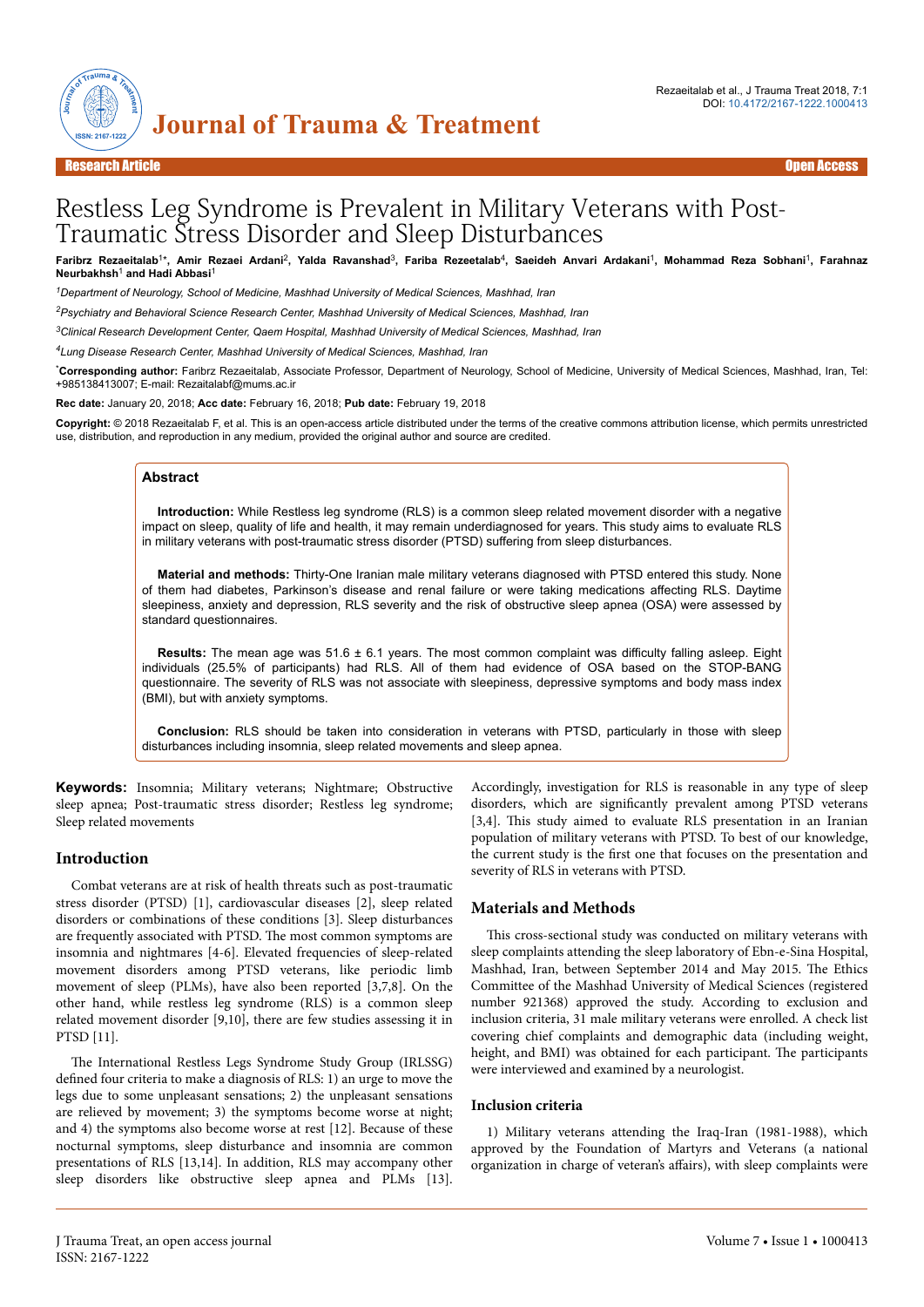Research Article | Open Access

# Restless Leg Syndrome is Prevalent in Military Veterans with Post-Traumatic Stress Disorder and Sleep Disturbances

**Faribrz Rezaeitalab[1]\*, Amir Rezaei Ardani[2], Yalda Ravanshad[3], Fariba Rezeetalab[4], Saeideh Anvari Ardakani[1], Mohammad Reza Sobhani[1], Farahnaz Neurbakhsh[1] and Hadi Abbasi[1]**

[1]*Department of Neurology, School of Medicine, Mashhad University of Medical Sciences, Mashhad, Iran*

[2]*Psychiatry and Behavioral Science Research Center, Mashhad University of Medical Sciences, Mashhad, Iran*

[3]*Clinical Research Development Center, Qaem Hospital, Mashhad University of Medical Sciences, Mashhad, Iran*

[4]*Lung Disease Research Center, Mashhad University of Medical Sciences, Mashhad, Iran*

\***Corresponding author:** Faribrz Rezaeitalab, Associate Professor, Department of Neurology, School of Medicine, University of Medical Sciences, Mashhad, Iran, Tel: +985138413007; E-mail: Rezaitalabf@mums.ac.ir

**Rec date:** January 20, 2018; **Acc date:** February 16, 2018; **Pub date:** February 19, 2018

**Copyright:** © 2018 Rezaeitalab F, et al. This is an open-access article distributed under the terms of the creative commons attribution license, which permits unrestricted use, distribution, and reproduction in any medium, provided the original author and source are credited.

## Abstract

**Introduction:** While Restless leg syndrome (RLS) is a common sleep related movement disorder with a negative impact on sleep, quality of life and health, it may remain underdiagnosed for years. This study aims to evaluate RLS in military veterans with post-traumatic stress disorder (PTSD) suffering from sleep disturbances.

**Material and methods:** Thirty-One Iranian male military veterans diagnosed with PTSD entered this study. None of them had diabetes, Parkinson's disease and renal failure or were taking medications affecting RLS. Daytime sleepiness, anxiety and depression, RLS severity and the risk of obstructive sleep apnea (OSA) were assessed by standard questionnaires.

**Results:** The mean age was 51.6 ± 6.1 years. The most common complaint was difficulty falling asleep. Eight individuals (25.5% of participants) had RLS. All of them had evidence of OSA based on the STOP-BANG questionnaire. The severity of RLS was not associate with sleepiness, depressive symptoms and body mass index (BMI), but with anxiety symptoms.

**Conclusion:** RLS should be taken into consideration in veterans with PTSD, particularly in those with sleep disturbances including insomnia, sleep related movements and sleep apnea.

**Keywords:** Insomnia; Military veterans; Nightmare; Obstructive sleep apnea; Post-traumatic stress disorder; Restless leg syndrome; Sleep related movements

## Introduction

Combat veterans are at risk of health threats such as post-traumatic stress disorder (PTSD) [1], cardiovascular diseases [2], sleep related disorders or combinations of these conditions [3]. Sleep disturbances are frequently associated with PTSD. The most common symptoms are insomnia and nightmares [4-6]. Elevated frequencies of sleep-related movement disorders among PTSD veterans, like periodic limb movement of sleep (PLMs), have also been reported [3,7,8]. On the other hand, while restless leg syndrome (RLS) is a common sleep related movement disorder [9,10], there are few studies assessing it in PTSD [11].

The International Restless Legs Syndrome Study Group (IRLSSG) defined four criteria to make a diagnosis of RLS: 1) an urge to move the legs due to some unpleasant sensations; 2) the unpleasant sensations are relieved by movement; 3) the symptoms become worse at night; and 4) the symptoms also become worse at rest [12]. Because of these nocturnal symptoms, sleep disturbance and insomnia are common presentations of RLS [13,14]. In addition, RLS may accompany other sleep disorders like obstructive sleep apnea and PLMs [13]. Accordingly, investigation for RLS is reasonable in any type of sleep disorders, which are significantly prevalent among PTSD veterans [3,4]. This study aimed to evaluate RLS presentation in an Iranian population of military veterans with PTSD. To best of our knowledge, the current study is the first one that focuses on the presentation and severity of RLS in veterans with PTSD.

## Materials and Methods

This cross-sectional study was conducted on military veterans with sleep complaints attending the sleep laboratory of Ebn-e-Sina Hospital, Mashhad, Iran, between September 2014 and May 2015. The Ethics Committee of the Mashhad University of Medical Sciences (registered number 921368) approved the study. According to exclusion and inclusion criteria, 31 male military veterans were enrolled. A check list covering chief complaints and demographic data (including weight, height, and BMI) was obtained for each participant. The participants were interviewed and examined by a neurologist.

### Inclusion criteria

1) Military veterans attending the Iraq-Iran (1981-1988), which approved by the Foundation of Martyrs and Veterans (a national organization in charge of veteran's affairs), with sleep complaints were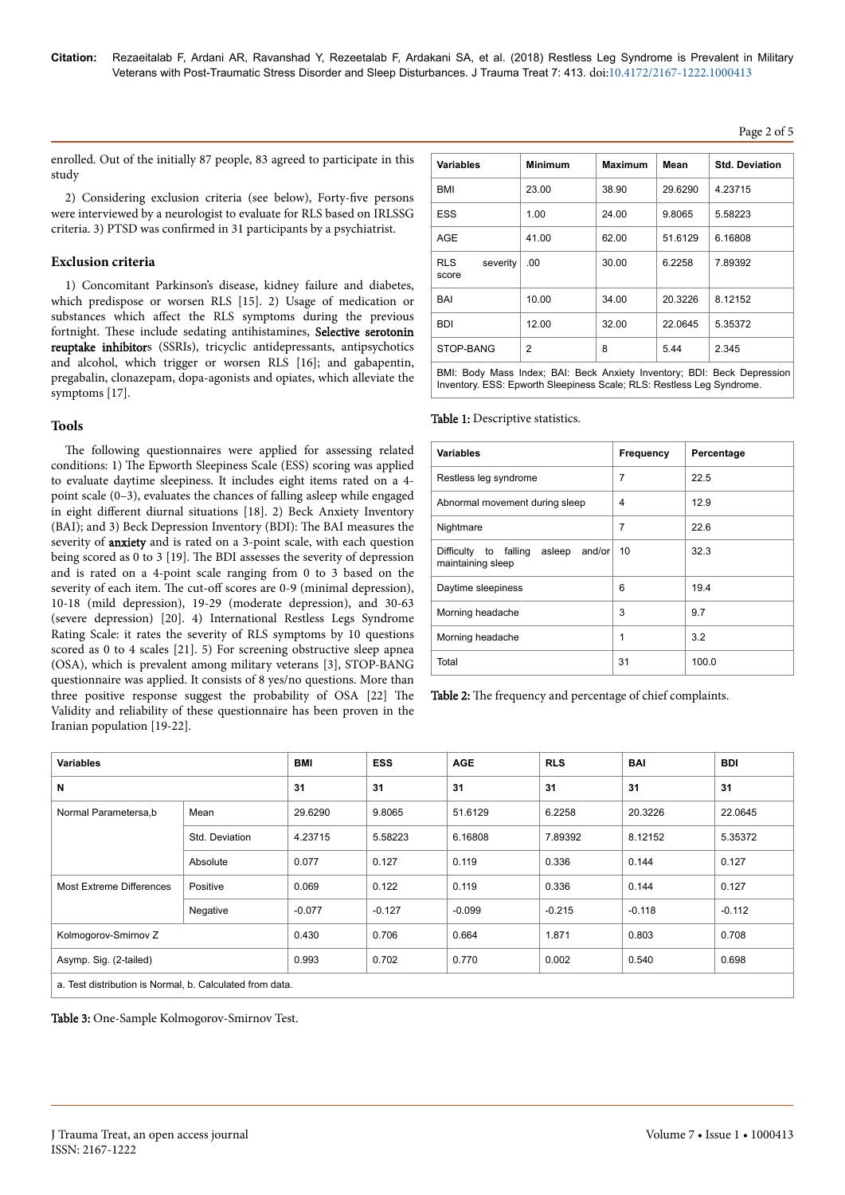enrolled. Out of the initially 87 people, 83 agreed to participate in this study

2) Considering exclusion criteria (see below), Forty-five persons were interviewed by a neurologist to evaluate for RLS based on IRLSSG criteria. 3) PTSD was confirmed in 31 participants by a psychiatrist.

## Exclusion criteria

1) Concomitant Parkinson's disease, kidney failure and diabetes, which predispose or worsen RLS [15]. 2) Usage of medication or substances which affect the RLS symptoms during the previous fortnight. These include sedating antihistamines, Selective serotonin reuptake inhibitors (SSRIs), tricyclic antidepressants, antipsychotics and alcohol, which trigger or worsen RLS [16]; and gabapentin, pregabalin, clonazepam, dopa-agonists and opiates, which alleviate the symptoms [17].

## Tools

The following questionnaires were applied for assessing related conditions: 1) The Epworth Sleepiness Scale (ESS) scoring was applied to evaluate daytime sleepiness. It includes eight items rated on a 4-point scale (0–3), evaluates the chances of falling asleep while engaged in eight different diurnal situations [18]. 2) Beck Anxiety Inventory (BAI); and 3) Beck Depression Inventory (BDI): The BAI measures the severity of anxiety and is rated on a 3-point scale, with each question being scored as 0 to 3 [19]. The BDI assesses the severity of depression and is rated on a 4-point scale ranging from 0 to 3 based on the severity of each item. The cut-off scores are 0-9 (minimal depression), 10-18 (mild depression), 19-29 (moderate depression), and 30-63 (severe depression) [20]. 4) International Restless Legs Syndrome Rating Scale: it rates the severity of RLS symptoms by 10 questions scored as 0 to 4 scales [21]. 5) For screening obstructive sleep apnea (OSA), which is prevalent among military veterans [3], STOP-BANG questionnaire was applied. It consists of 8 yes/no questions. More than three positive response suggest the probability of OSA [22] The Validity and reliability of these questionnaire has been proven in the Iranian population [19-22].

| Variables | Minimum | Maximum | Mean | Std. Deviation |
|---|---|---|---|---|
| BMI | 23.00 | 38.90 | 29.6290 | 4.23715 |
| ESS | 1.00 | 24.00 | 9.8065 | 5.58223 |
| AGE | 41.00 | 62.00 | 51.6129 | 6.16808 |
| RLS severity score | .00 | 30.00 | 6.2258 | 7.89392 |
| BAI | 10.00 | 34.00 | 20.3226 | 8.12152 |
| BDI | 12.00 | 32.00 | 22.0645 | 5.35372 |
| STOP-BANG | 2 | 8 | 5.44 | 2.345 |

BMI: Body Mass Index; BAI: Beck Anxiety Inventory; BDI: Beck Depression Inventory. ESS: Epworth Sleepiness Scale; RLS: Restless Leg Syndrome.

**Table 1:** Descriptive statistics.

| Variables | Frequency | Percentage |
|---|---|---|
| Restless leg syndrome | 7 | 22.5 |
| Abnormal movement during sleep | 4 | 12.9 |
| Nightmare | 7 | 22.6 |
| Difficulty to falling asleep and/or maintaining sleep | 10 | 32.3 |
| Daytime sleepiness | 6 | 19.4 |
| Morning headache | 3 | 9.7 |
| Morning headache | 1 | 3.2 |
| Total | 31 | 100.0 |

**Table 2:** The frequency and percentage of chief complaints.

| Variables | | BMI | ESS | AGE | RLS | BAI | BDI |
|---|---|---|---|---|---|---|---|
| N | | 31 | 31 | 31 | 31 | 31 | 31 |
| Normal Parametersa,b | Mean | 29.6290 | 9.8065 | 51.6129 | 6.2258 | 20.3226 | 22.0645 |
| | Std. Deviation | 4.23715 | 5.58223 | 6.16808 | 7.89392 | 8.12152 | 5.35372 |
| | Absolute | 0.077 | 0.127 | 0.119 | 0.336 | 0.144 | 0.127 |
| Most Extreme Differences | Positive | 0.069 | 0.122 | 0.119 | 0.336 | 0.144 | 0.127 |
| | Negative | -0.077 | -0.127 | -0.099 | -0.215 | -0.118 | -0.112 |
| Kolmogorov-Smirnov Z | | 0.430 | 0.706 | 0.664 | 1.871 | 0.803 | 0.708 |
| Asymp. Sig. (2-tailed) | | 0.993 | 0.702 | 0.770 | 0.002 | 0.540 | 0.698 |

a. Test distribution is Normal, b. Calculated from data.

**Table 3:** One-Sample Kolmogorov-Smirnov Test.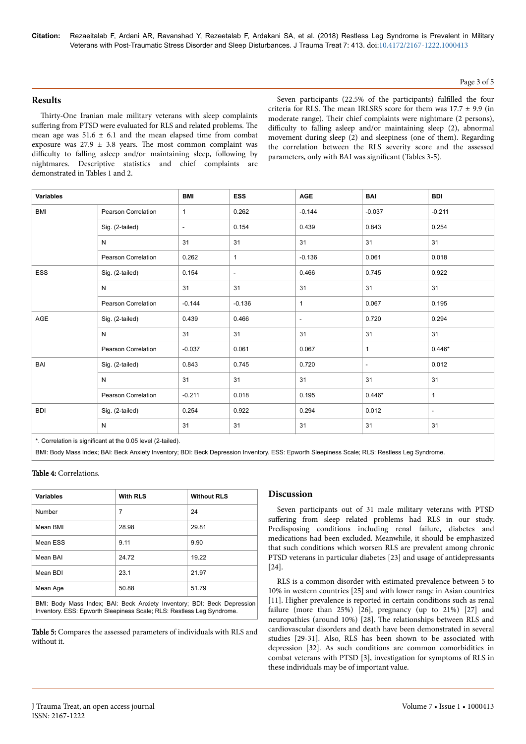## Results

Thirty-One Iranian male military veterans with sleep complaints suffering from PTSD were evaluated for RLS and related problems. The mean age was 51.6 ± 6.1 and the mean elapsed time from combat exposure was 27.9 ± 3.8 years. The most common complaint was difficulty to falling asleep and/or maintaining sleep, following by nightmares. Descriptive statistics and chief complaints are demonstrated in Tables 1 and 2.

Seven participants (22.5% of the participants) fulfilled the four criteria for RLS. The mean IRLSRS score for them was 17.7 ± 9.9 (in moderate range). Their chief complaints were nightmare (2 persons), difficulty to falling asleep and/or maintaining sleep (2), abnormal movement during sleep (2) and sleepiness (one of them). Regarding the correlation between the RLS severity score and the assessed parameters, only with BAI was significant (Tables 3-5).

| Variables | | BMI | ESS | AGE | BAI | BDI |
|---|---|---|---|---|---|---|
| BMI | Pearson Correlation | 1 | 0.262 | -0.144 | -0.037 | -0.211 |
| | Sig. (2-tailed) | - | 0.154 | 0.439 | 0.843 | 0.254 |
| | N | 31 | 31 | 31 | 31 | 31 |
| ESS | Pearson Correlation | 0.262 | 1 | -0.136 | 0.061 | 0.018 |
| | Sig. (2-tailed) | 0.154 | - | 0.466 | 0.745 | 0.922 |
| | N | 31 | 31 | 31 | 31 | 31 |
| AGE | Pearson Correlation | -0.144 | -0.136 | 1 | 0.067 | 0.195 |
| | Sig. (2-tailed) | 0.439 | 0.466 | - | 0.720 | 0.294 |
| | N | 31 | 31 | 31 | 31 | 31 |
| BAI | Pearson Correlation | -0.037 | 0.061 | 0.067 | 1 | 0.446* |
| | Sig. (2-tailed) | 0.843 | 0.745 | 0.720 | - | 0.012 |
| | N | 31 | 31 | 31 | 31 | 31 |
| BDI | Pearson Correlation | -0.211 | 0.018 | 0.195 | 0.446* | 1 |
| | Sig. (2-tailed) | 0.254 | 0.922 | 0.294 | 0.012 | - |
| | N | 31 | 31 | 31 | 31 | 31 |

*. Correlation is significant at the 0.05 level (2-tailed).

BMI: Body Mass Index; BAI: Beck Anxiety Inventory; BDI: Beck Depression Inventory. ESS: Epworth Sleepiness Scale; RLS: Restless Leg Syndrome.

**Table 4:** Correlations.

| Variables | With RLS | Without RLS |
|---|---|---|
| Number | 7 | 24 |
| Mean BMI | 28.98 | 29.81 |
| Mean ESS | 9.11 | 9.90 |
| Mean BAI | 24.72 | 19.22 |
| Mean BDI | 23.1 | 21.97 |
| Mean Age | 50.88 | 51.79 |

BMI: Body Mass Index; BAI: Beck Anxiety Inventory; BDI: Beck Depression Inventory. ESS: Epworth Sleepiness Scale; RLS: Restless Leg Syndrome.

**Table 5:** Compares the assessed parameters of individuals with RLS and without it.

## Discussion

Seven participants out of 31 male military veterans with PTSD suffering from sleep related problems had RLS in our study. Predisposing conditions including renal failure, diabetes and medications had been excluded. Meanwhile, it should be emphasized that such conditions which worsen RLS are prevalent among chronic PTSD veterans in particular diabetes [23] and usage of antidepressants [24].

RLS is a common disorder with estimated prevalence between 5 to 10% in western countries [25] and with lower range in Asian countries [11]. Higher prevalence is reported in certain conditions such as renal failure (more than 25%) [26], pregnancy (up to 21%) [27] and neuropathies (around 10%) [28]. The relationships between RLS and cardiovascular disorders and death have been demonstrated in several studies [29-31]. Also, RLS has been shown to be associated with depression [32]. As such conditions are common comorbidities in combat veterans with PTSD [3], investigation for symptoms of RLS in these individuals may be of important value.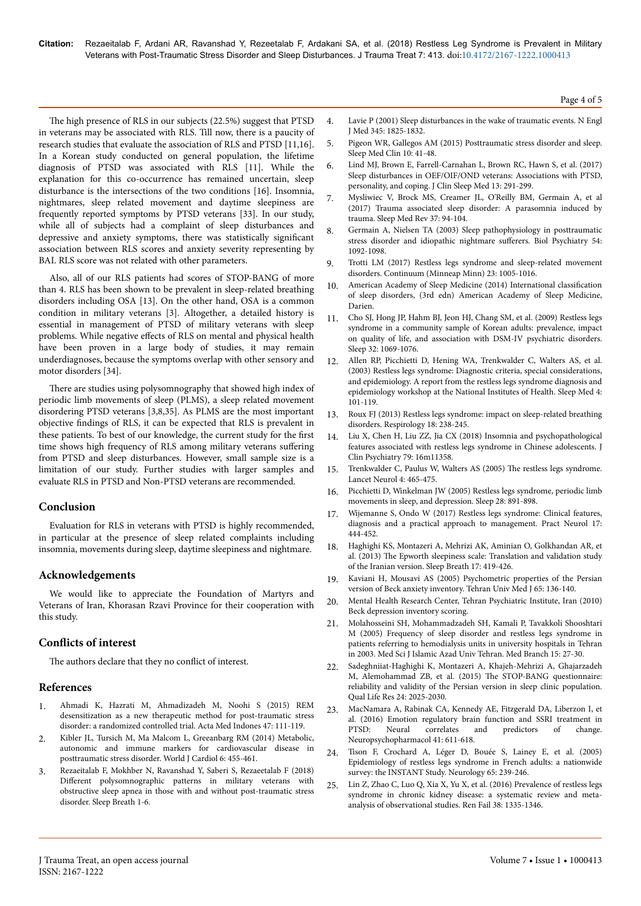The high presence of RLS in our subjects (22.5%) suggest that PTSD in veterans may be associated with RLS. Till now, there is a paucity of research studies that evaluate the association of RLS and PTSD [11,16]. In a Korean study conducted on general population, the lifetime diagnosis of PTSD was associated with RLS [11]. While the explanation for this co-occurrence has remained uncertain, sleep disturbance is the intersections of the two conditions [16]. Insomnia, nightmares, sleep related movement and daytime sleepiness are frequently reported symptoms by PTSD veterans [33]. In our study, while all of subjects had a complaint of sleep disturbances and depressive and anxiety symptoms, there was statistically significant association between RLS scores and anxiety severity representing by BAI. RLS score was not related with other parameters.

Also, all of our RLS patients had scores of STOP-BANG of more than 4. RLS has been shown to be prevalent in sleep-related breathing disorders including OSA [13]. On the other hand, OSA is a common condition in military veterans [3]. Altogether, a detailed history is essential in management of PTSD of military veterans with sleep problems. While negative effects of RLS on mental and physical health have been proven in a large body of studies, it may remain underdiagnoses, because the symptoms overlap with other sensory and motor disorders [34].

There are studies using polysomnography that showed high index of periodic limb movements of sleep (PLMS), a sleep related movement disordering PTSD veterans [3,8,35]. As PLMS are the most important objective findings of RLS, it can be expected that RLS is prevalent in these patients. To best of our knowledge, the current study for the first time shows high frequency of RLS among military veterans suffering from PTSD and sleep disturbances. However, small sample size is a limitation of our study. Further studies with larger samples and evaluate RLS in PTSD and Non-PTSD veterans are recommended.

## Conclusion

Evaluation for RLS in veterans with PTSD is highly recommended, in particular at the presence of sleep related complaints including insomnia, movements during sleep, daytime sleepiness and nightmare.

## Acknowledgements

We would like to appreciate the Foundation of Martyrs and Veterans of Iran, Khorasan Rzavi Province for their cooperation with this study.

## Conflicts of interest

The authors declare that they no conflict of interest.

## References

1. Ahmadi K, Hazrati M, Ahmadizadeh M, Noohi S (2015) REM desensitization as a new therapeutic method for post-traumatic stress disorder: a randomized controlled trial. Acta Med Indones 47: 111-119.
2. Kibler JL, Tursich M, Ma Malcom L, Greeanbarg RM (2014) Metabolic, autonomic and immune markers for cardiovascular disease in posttraumatic stress disorder. World J Cardiol 6: 455-461.
3. Rezaeitalab F, Mokhber N, Ravanshad Y, Saberi S, Rezaeetalab F (2018) Different polysomnographic patterns in military veterans with obstructive sleep apnea in those with and without post-traumatic stress disorder. Sleep Breath 1-6.
4. Lavie P (2001) Sleep disturbances in the wake of traumatic events. N Engl J Med 345: 1825-1832.
5. Pigeon WR, Gallegos AM (2015) Posttraumatic stress disorder and sleep. Sleep Med Clin 10: 41-48.
6. Lind MJ, Brown E, Farrell-Carnahan L, Brown RC, Hawn S, et al. (2017) Sleep disturbances in OEF/OIF/OND veterans: Associations with PTSD, personality, and coping. J Clin Sleep Med 13: 291-299.
7. Mysliwiec V, Brock MS, Creamer JL, O'Reilly BM, Germain A, et al (2017) Trauma associated sleep disorder: A parasomnia induced by trauma. Sleep Med Rev 37: 94-104.
8. Germain A, Nielsen TA (2003) Sleep pathophysiology in posttraumatic stress disorder and idiopathic nightmare sufferers. Biol Psychiatry 54: 1092-1098.
9. Trotti LM (2017) Restless legs syndrome and sleep-related movement disorders. Continuum (Minneap Minn) 23: 1005-1016.
10. American Academy of Sleep Medicine (2014) International classification of sleep disorders, (3rd edn) American Academy of Sleep Medicine, Darien.
11. Cho SJ, Hong JP, Hahm BJ, Jeon HJ, Chang SM, et al. (2009) Restless legs syndrome in a community sample of Korean adults: prevalence, impact on quality of life, and association with DSM-IV psychiatric disorders. Sleep 32: 1069-1076.
12. Allen RP, Picchietti D, Hening WA, Trenkwalder C, Walters AS, et al. (2003) Restless legs syndrome: Diagnostic criteria, special considerations, and epidemiology. A report from the restless legs syndrome diagnosis and epidemiology workshop at the National Institutes of Health. Sleep Med 4: 101-119.
13. Roux FJ (2013) Restless legs syndrome: impact on sleep-related breathing disorders. Respirology 18: 238-245.
14. Liu X, Chen H, Liu ZZ, Jia CX (2018) Insomnia and psychopathological features associated with restless legs syndrome in Chinese adolescents. J Clin Psychiatry 79: 16m11358.
15. Trenkwalder C, Paulus W, Walters AS (2005) The restless legs syndrome. Lancet Neurol 4: 465-475.
16. Picchietti D, Winkelman JW (2005) Restless legs syndrome, periodic limb movements in sleep, and depression. Sleep 28: 891-898.
17. Wijemanne S, Ondo W (2017) Restless legs syndrome: Clinical features, diagnosis and a practical approach to management. Pract Neurol 17: 444-452.
18. Haghighi KS, Montazeri A, Mehrizi AK, Aminian O, Golkhandan AR, et al. (2013) The Epworth sleepiness scale: Translation and validation study of the Iranian version. Sleep Breath 17: 419-426.
19. Kaviani H, Mousavi AS (2005) Psychometric properties of the Persian version of Beck anxiety inventory. Tehran Univ Med J 65: 136-140.
20. Mental Health Research Center, Tehran Psychiatric Institute, Iran (2010) Beck depression inventory scoring.
21. Molahosseini SH, Mohammadzadeh SH, Kamali P, Tavakkoli Shooshtari M (2005) Frequency of sleep disorder and restless legs syndrome in patients referring to hemodialysis units in university hospitals in Tehran in 2003. Med Sci J Islamic Azad Univ Tehran. Med Branch 15: 27-30.
22. Sadeghniiat-Haghighi K, Montazeri A, Khajeh-Mehrizi A, Ghajarzadeh M, Alemohammad ZB, et al. (2015) The STOP-BANG questionnaire: reliability and validity of the Persian version in sleep clinic population. Qual Life Res 24: 2025-2030.
23. MacNamara A, Rabinak CA, Kennedy AE, Fitzgerald DA, Liberzon I, et al. (2016) Emotion regulatory brain function and SSRI treatment in PTSD: Neural correlates and predictors of change. Neuropsychopharmacol 41: 611-618.
24. Tison F, Crochard A, Léger D, Bouée S, Lainey E, et al. (2005) Epidemiology of restless legs syndrome in French adults: a nationwide survey: the INSTANT Study. Neurology 65: 239-246.
25. Lin Z, Zhao C, Luo Q, Xia X, Yu X, et al. (2016) Prevalence of restless legs syndrome in chronic kidney disease: a systematic review and meta-analysis of observational studies. Ren Fail 38: 1335-1346.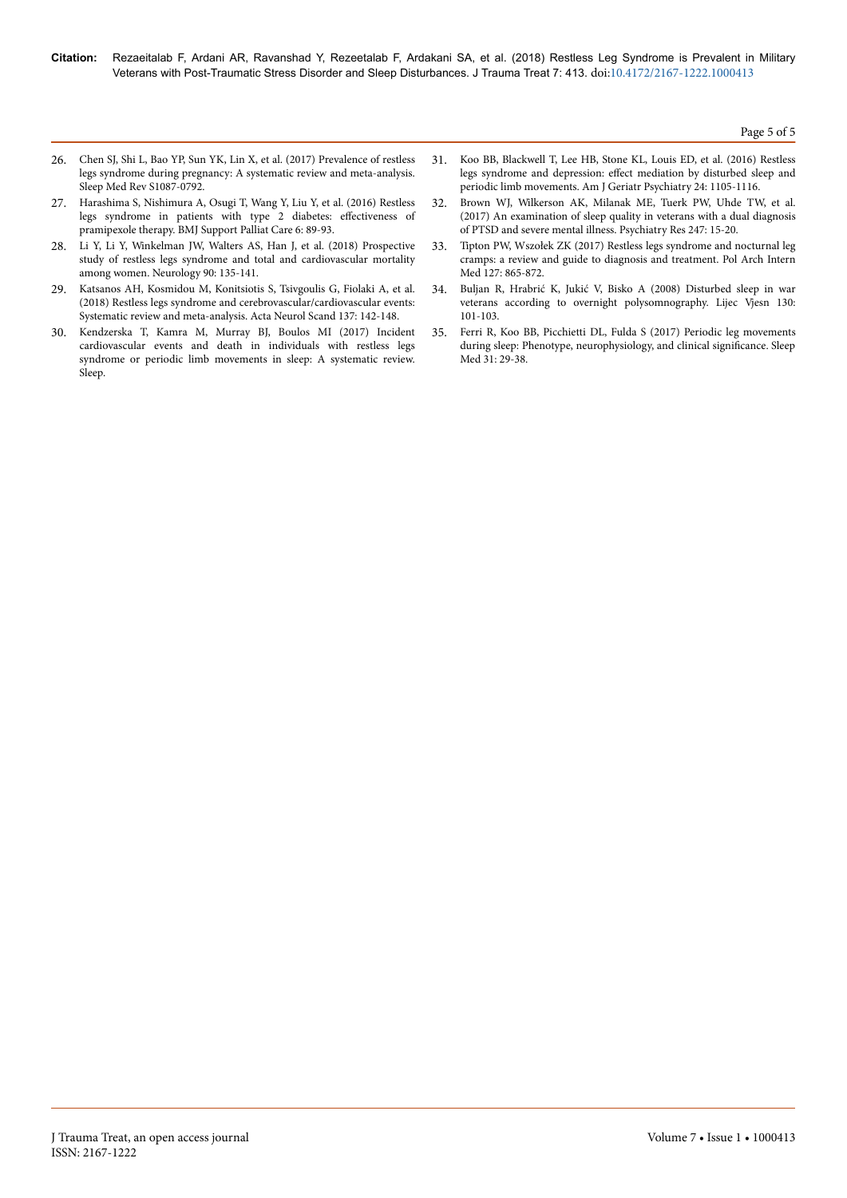26. Chen SJ, Shi L, Bao YP, Sun YK, Lin X, et al. (2017) Prevalence of restless legs syndrome during pregnancy: A systematic review and meta-analysis. Sleep Med Rev S1087-0792.
27. Harashima S, Nishimura A, Osugi T, Wang Y, Liu Y, et al. (2016) Restless legs syndrome in patients with type 2 diabetes: effectiveness of pramipexole therapy. BMJ Support Palliat Care 6: 89-93.
28. Li Y, Li Y, Winkelman JW, Walters AS, Han J, et al. (2018) Prospective study of restless legs syndrome and total and cardiovascular mortality among women. Neurology 90: 135-141.
29. Katsanos AH, Kosmidou M, Konitsiotis S, Tsivgoulis G, Fiolaki A, et al. (2018) Restless legs syndrome and cerebrovascular/cardiovascular events: Systematic review and meta-analysis. Acta Neurol Scand 137: 142-148.
30. Kendzerska T, Kamra M, Murray BJ, Boulos MI (2017) Incident cardiovascular events and death in individuals with restless legs syndrome or periodic limb movements in sleep: A systematic review. Sleep.
31. Koo BB, Blackwell T, Lee HB, Stone KL, Louis ED, et al. (2016) Restless legs syndrome and depression: effect mediation by disturbed sleep and periodic limb movements. Am J Geriatr Psychiatry 24: 1105-1116.
32. Brown WJ, Wilkerson AK, Milanak ME, Tuerk PW, Uhde TW, et al. (2017) An examination of sleep quality in veterans with a dual diagnosis of PTSD and severe mental illness. Psychiatry Res 247: 15-20.
33. Tipton PW, Wszołek ZK (2017) Restless legs syndrome and nocturnal leg cramps: a review and guide to diagnosis and treatment. Pol Arch Intern Med 127: 865-872.
34. Buljan R, Hrabrić K, Jukić V, Bisko A (2008) Disturbed sleep in war veterans according to overnight polysomnography. Lijec Vjesn 130: 101-103.
35. Ferri R, Koo BB, Picchietti DL, Fulda S (2017) Periodic leg movements during sleep: Phenotype, neurophysiology, and clinical significance. Sleep Med 31: 29-38.